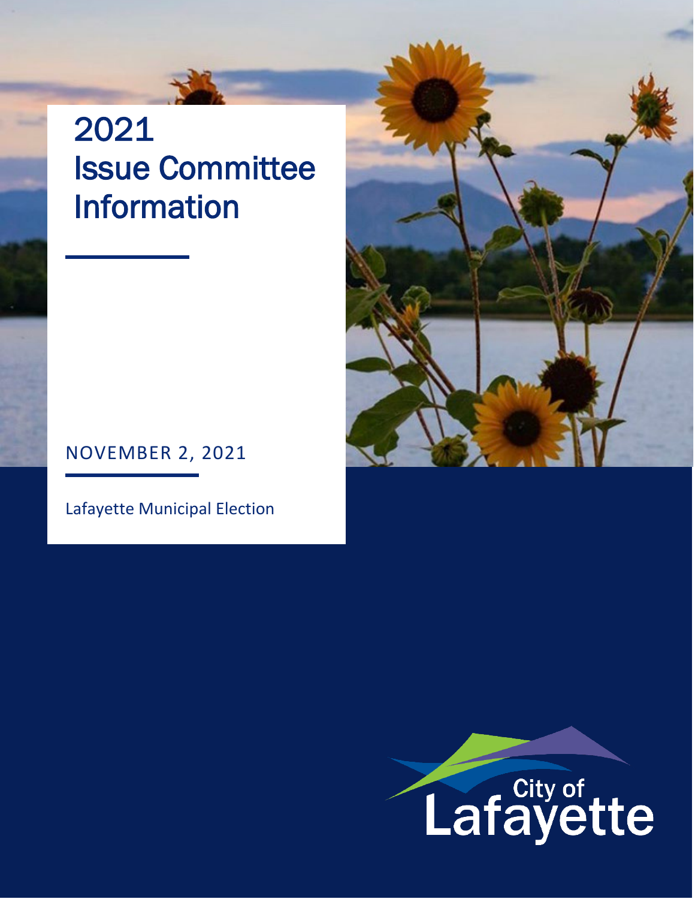# 2021 Issue Committee Information

NOVEMBER 2, 2021

Lafayette Municipal Election

City of Lafayette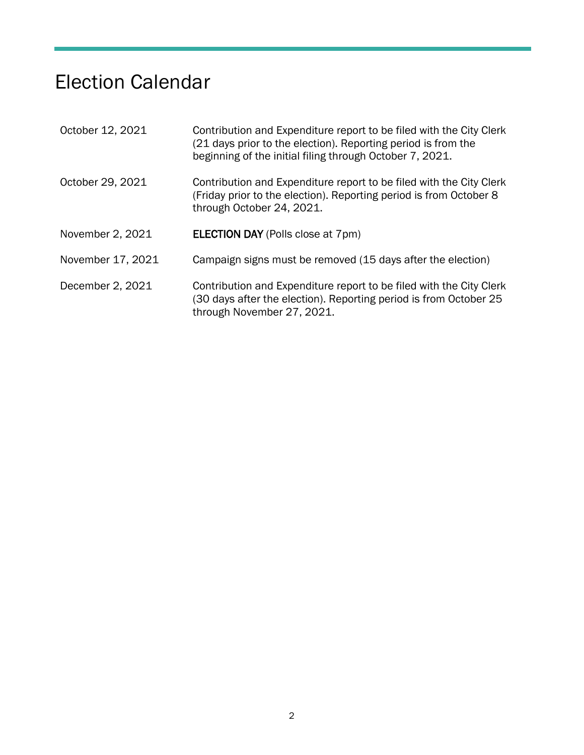# Election Calendar

| | |
|---|---|
| October 12, 2021 | Contribution and Expenditure report to be filed with the City Clerk (21 days prior to the election). Reporting period is from the beginning of the initial filing through October 7, 2021. |
| October 29, 2021 | Contribution and Expenditure report to be filed with the City Clerk (Friday prior to the election). Reporting period is from October 8 through October 24, 2021. |
| November 2, 2021 | **ELECTION DAY** (Polls close at 7pm) |
| November 17, 2021 | Campaign signs must be removed (15 days after the election) |
| December 2, 2021 | Contribution and Expenditure report to be filed with the City Clerk (30 days after the election). Reporting period is from October 25 through November 27, 2021. |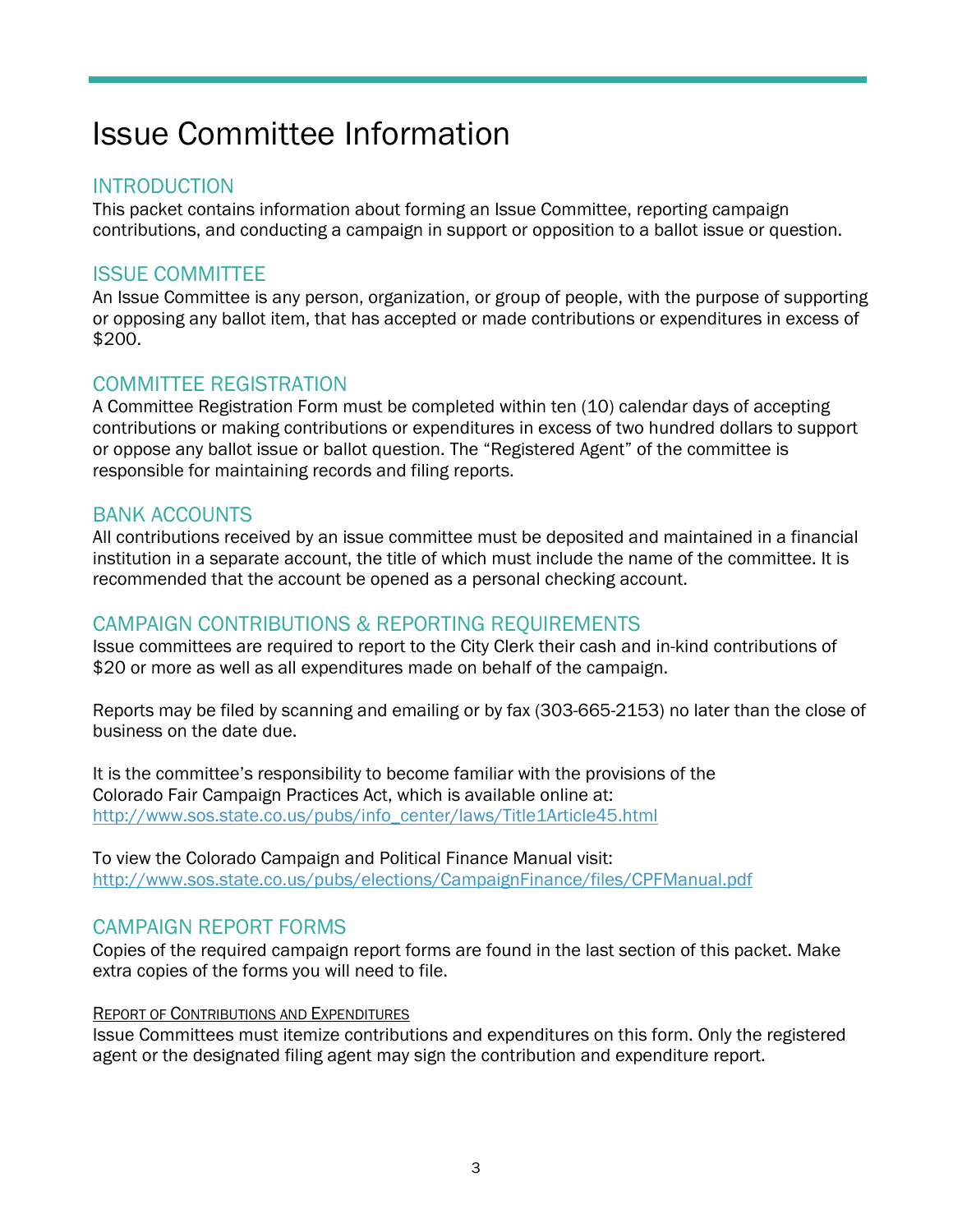# Issue Committee Information

## INTRODUCTION

This packet contains information about forming an Issue Committee, reporting campaign contributions, and conducting a campaign in support or opposition to a ballot issue or question.

## ISSUE COMMITTEE

An Issue Committee is any person, organization, or group of people, with the purpose of supporting or opposing any ballot item, that has accepted or made contributions or expenditures in excess of $200.

## COMMITTEE REGISTRATION

A Committee Registration Form must be completed within ten (10) calendar days of accepting contributions or making contributions or expenditures in excess of two hundred dollars to support or oppose any ballot issue or ballot question. The "Registered Agent" of the committee is responsible for maintaining records and filing reports.

## BANK ACCOUNTS

All contributions received by an issue committee must be deposited and maintained in a financial institution in a separate account, the title of which must include the name of the committee. It is recommended that the account be opened as a personal checking account.

## CAMPAIGN CONTRIBUTIONS & REPORTING REQUIREMENTS

Issue committees are required to report to the City Clerk their cash and in-kind contributions of $20 or more as well as all expenditures made on behalf of the campaign.

Reports may be filed by scanning and emailing or by fax (303-665-2153) no later than the close of business on the date due.

It is the committee's responsibility to become familiar with the provisions of the Colorado Fair Campaign Practices Act, which is available online at:
http://www.sos.state.co.us/pubs/info_center/laws/Title1Article45.html

To view the Colorado Campaign and Political Finance Manual visit:
http://www.sos.state.co.us/pubs/elections/CampaignFinance/files/CPFManual.pdf

## CAMPAIGN REPORT FORMS

Copies of the required campaign report forms are found in the last section of this packet. Make extra copies of the forms you will need to file.

### REPORT OF CONTRIBUTIONS AND EXPENDITURES

Issue Committees must itemize contributions and expenditures on this form. Only the registered agent or the designated filing agent may sign the contribution and expenditure report.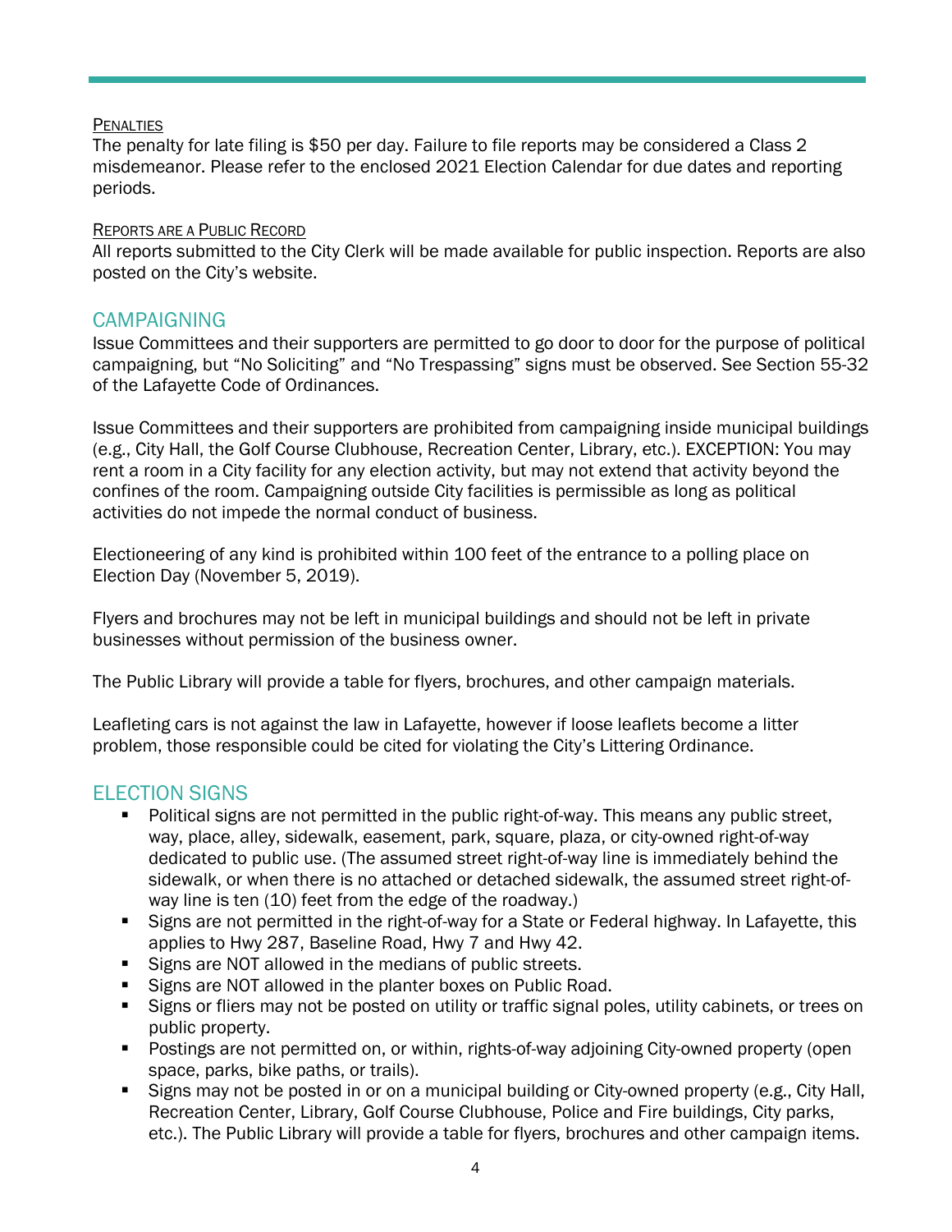#### Penalties

The penalty for late filing is $50 per day. Failure to file reports may be considered a Class 2 misdemeanor. Please refer to the enclosed 2021 Election Calendar for due dates and reporting periods.

#### Reports are a Public Record

All reports submitted to the City Clerk will be made available for public inspection. Reports are also posted on the City's website.

## CAMPAIGNING

Issue Committees and their supporters are permitted to go door to door for the purpose of political campaigning, but "No Soliciting" and "No Trespassing" signs must be observed. See Section 55-32 of the Lafayette Code of Ordinances.

Issue Committees and their supporters are prohibited from campaigning inside municipal buildings (e.g., City Hall, the Golf Course Clubhouse, Recreation Center, Library, etc.). EXCEPTION: You may rent a room in a City facility for any election activity, but may not extend that activity beyond the confines of the room. Campaigning outside City facilities is permissible as long as political activities do not impede the normal conduct of business.

Electioneering of any kind is prohibited within 100 feet of the entrance to a polling place on Election Day (November 5, 2019).

Flyers and brochures may not be left in municipal buildings and should not be left in private businesses without permission of the business owner.

The Public Library will provide a table for flyers, brochures, and other campaign materials.

Leafleting cars is not against the law in Lafayette, however if loose leaflets become a litter problem, those responsible could be cited for violating the City's Littering Ordinance.

## ELECTION SIGNS

- Political signs are not permitted in the public right-of-way. This means any public street, way, place, alley, sidewalk, easement, park, square, plaza, or city-owned right-of-way dedicated to public use. (The assumed street right-of-way line is immediately behind the sidewalk, or when there is no attached or detached sidewalk, the assumed street right-of-way line is ten (10) feet from the edge of the roadway.)
- Signs are not permitted in the right-of-way for a State or Federal highway. In Lafayette, this applies to Hwy 287, Baseline Road, Hwy 7 and Hwy 42.
- Signs are NOT allowed in the medians of public streets.
- Signs are NOT allowed in the planter boxes on Public Road.
- Signs or fliers may not be posted on utility or traffic signal poles, utility cabinets, or trees on public property.
- Postings are not permitted on, or within, rights-of-way adjoining City-owned property (open space, parks, bike paths, or trails).
- Signs may not be posted in or on a municipal building or City-owned property (e.g., City Hall, Recreation Center, Library, Golf Course Clubhouse, Police and Fire buildings, City parks, etc.). The Public Library will provide a table for flyers, brochures and other campaign items.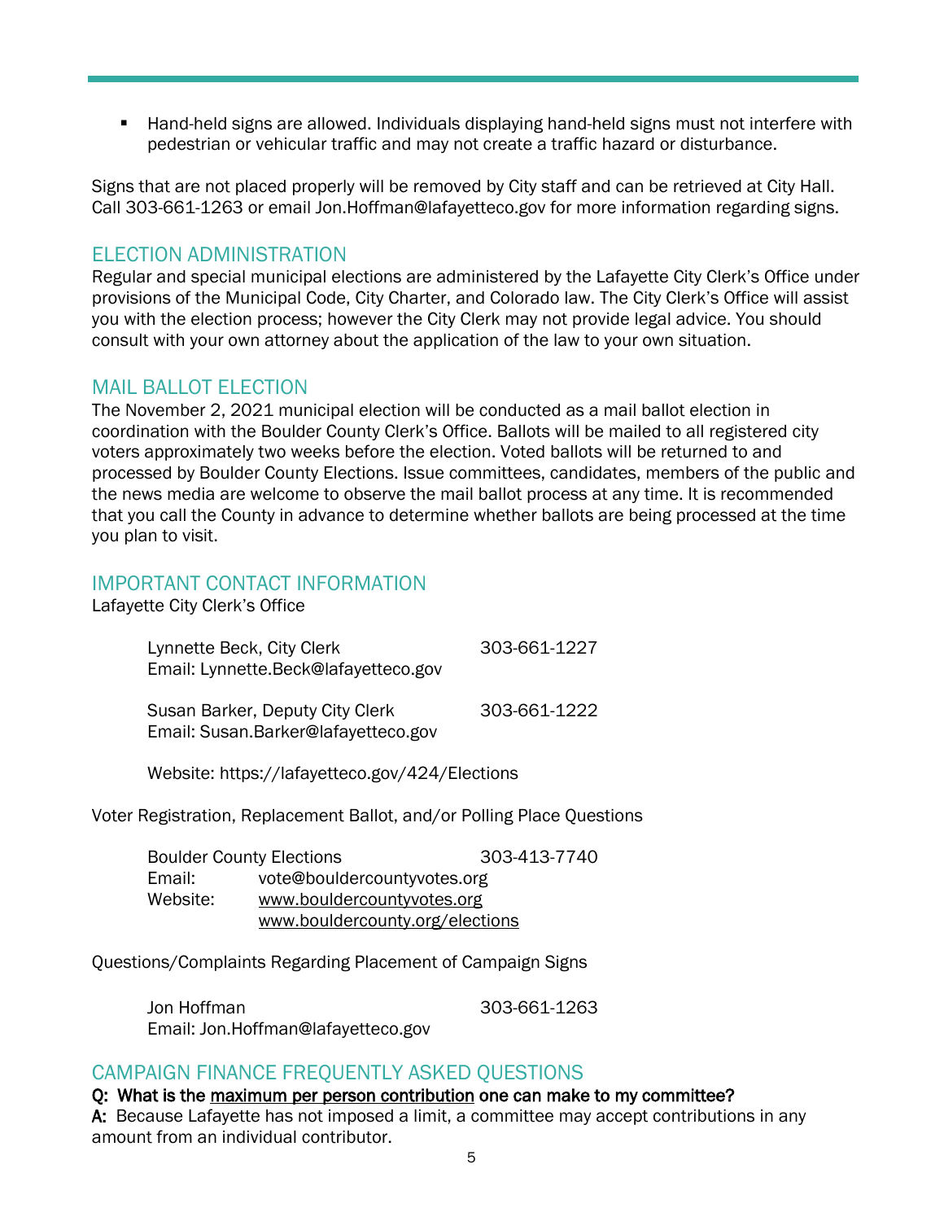- Hand-held signs are allowed. Individuals displaying hand-held signs must not interfere with pedestrian or vehicular traffic and may not create a traffic hazard or disturbance.

Signs that are not placed properly will be removed by City staff and can be retrieved at City Hall. Call 303-661-1263 or email Jon.Hoffman@lafayetteco.gov for more information regarding signs.

## ELECTION ADMINISTRATION

Regular and special municipal elections are administered by the Lafayette City Clerk's Office under provisions of the Municipal Code, City Charter, and Colorado law. The City Clerk's Office will assist you with the election process; however the City Clerk may not provide legal advice. You should consult with your own attorney about the application of the law to your own situation.

## MAIL BALLOT ELECTION

The November 2, 2021 municipal election will be conducted as a mail ballot election in coordination with the Boulder County Clerk's Office. Ballots will be mailed to all registered city voters approximately two weeks before the election. Voted ballots will be returned to and processed by Boulder County Elections. Issue committees, candidates, members of the public and the news media are welcome to observe the mail ballot process at any time. It is recommended that you call the County in advance to determine whether ballots are being processed at the time you plan to visit.

## IMPORTANT CONTACT INFORMATION

Lafayette City Clerk's Office

Lynnette Beck, City Clerk 303-661-1227
Email: Lynnette.Beck@lafayetteco.gov

Susan Barker, Deputy City Clerk 303-661-1222
Email: Susan.Barker@lafayetteco.gov

Website: https://lafayetteco.gov/424/Elections

Voter Registration, Replacement Ballot, and/or Polling Place Questions

Boulder County Elections 303-413-7740
Email: vote@bouldercountyvotes.org
Website: www.bouldercountyvotes.org
www.bouldercounty.org/elections

Questions/Complaints Regarding Placement of Campaign Signs

Jon Hoffman 303-661-1263
Email: Jon.Hoffman@lafayetteco.gov

## CAMPAIGN FINANCE FREQUENTLY ASKED QUESTIONS

**Q: What is the maximum per person contribution one can make to my committee?**

**A:** Because Lafayette has not imposed a limit, a committee may accept contributions in any amount from an individual contributor.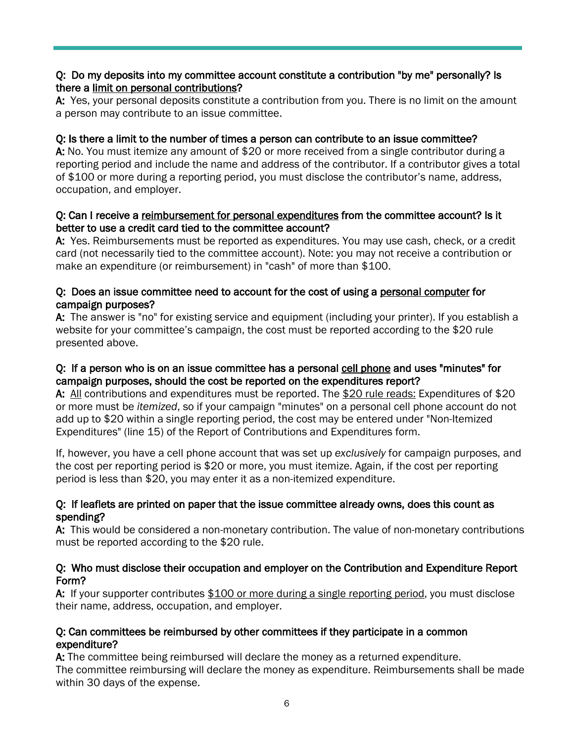**Q: Do my deposits into my committee account constitute a contribution "by me" personally? Is there a limit on personal contributions?**

**A:** Yes, your personal deposits constitute a contribution from you. There is no limit on the amount a person may contribute to an issue committee.

**Q: Is there a limit to the number of times a person can contribute to an issue committee?**

**A:** No. You must itemize any amount of $20 or more received from a single contributor during a reporting period and include the name and address of the contributor. If a contributor gives a total of $100 or more during a reporting period, you must disclose the contributor's name, address, occupation, and employer.

**Q: Can I receive a reimbursement for personal expenditures from the committee account? Is it better to use a credit card tied to the committee account?**

**A:** Yes. Reimbursements must be reported as expenditures. You may use cash, check, or a credit card (not necessarily tied to the committee account). Note: you may not receive a contribution or make an expenditure (or reimbursement) in "cash" of more than $100.

**Q: Does an issue committee need to account for the cost of using a personal computer for campaign purposes?**

**A:** The answer is "no" for existing service and equipment (including your printer). If you establish a website for your committee's campaign, the cost must be reported according to the $20 rule presented above.

**Q: If a person who is on an issue committee has a personal cell phone and uses "minutes" for campaign purposes, should the cost be reported on the expenditures report?**

**A:** All contributions and expenditures must be reported. The $20 rule reads: Expenditures of $20 or more must be *itemized*, so if your campaign "minutes" on a personal cell phone account do not add up to $20 within a single reporting period, the cost may be entered under "Non-Itemized Expenditures" (line 15) of the Report of Contributions and Expenditures form.

If, however, you have a cell phone account that was set up *exclusively* for campaign purposes, and the cost per reporting period is $20 or more, you must itemize. Again, if the cost per reporting period is less than $20, you may enter it as a non-itemized expenditure.

**Q: If leaflets are printed on paper that the issue committee already owns, does this count as spending?**

**A:** This would be considered a non-monetary contribution. The value of non-monetary contributions must be reported according to the $20 rule.

**Q: Who must disclose their occupation and employer on the Contribution and Expenditure Report Form?**

**A:** If your supporter contributes $100 or more during a single reporting period, you must disclose their name, address, occupation, and employer.

**Q: Can committees be reimbursed by other committees if they participate in a common expenditure?**

**A:** The committee being reimbursed will declare the money as a returned expenditure. The committee reimbursing will declare the money as expenditure. Reimbursements shall be made within 30 days of the expense.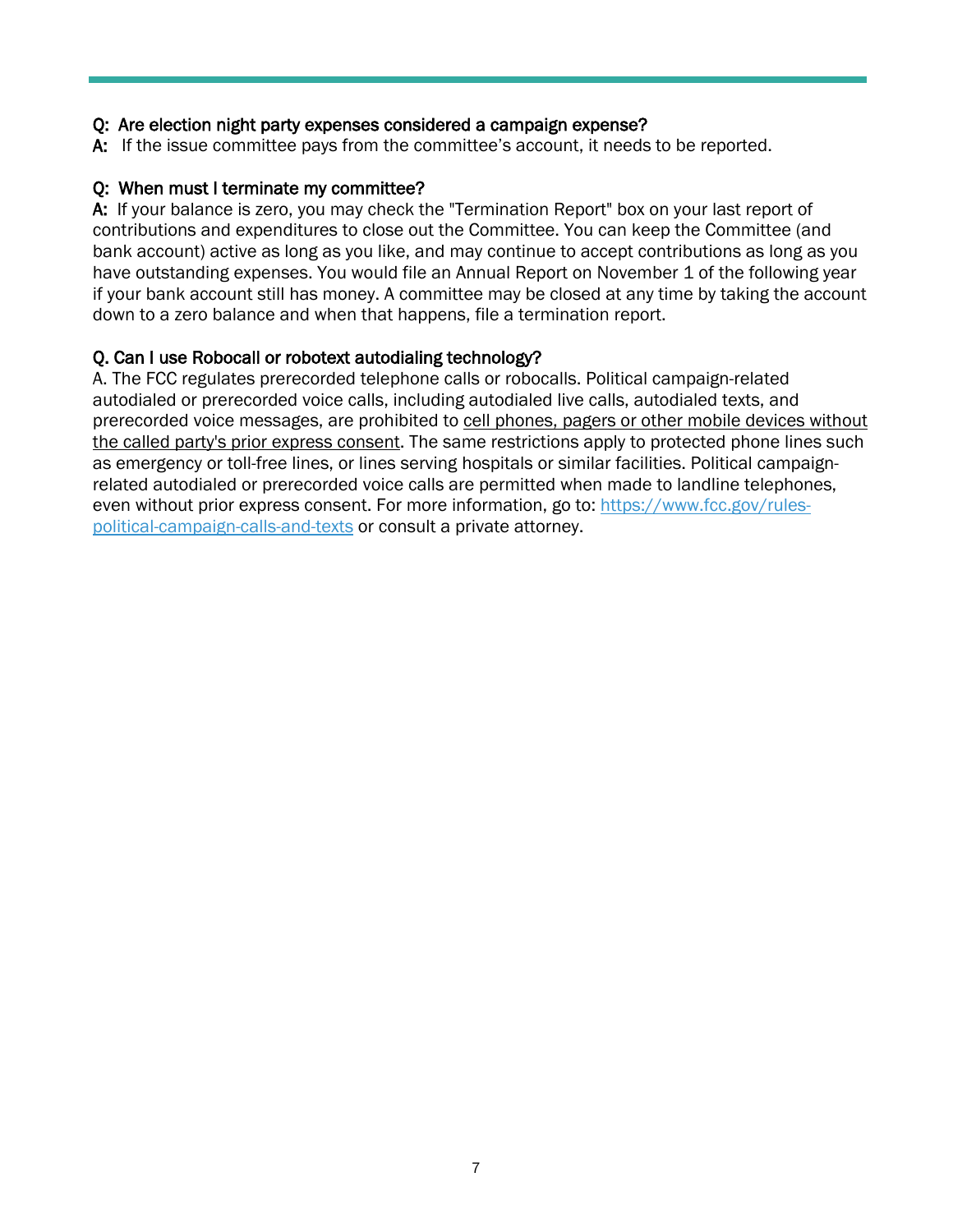**Q: Are election night party expenses considered a campaign expense?**
**A:** If the issue committee pays from the committee's account, it needs to be reported.

**Q: When must I terminate my committee?**
**A:** If your balance is zero, you may check the "Termination Report" box on your last report of contributions and expenditures to close out the Committee. You can keep the Committee (and bank account) active as long as you like, and may continue to accept contributions as long as you have outstanding expenses. You would file an Annual Report on November 1 of the following year if your bank account still has money. A committee may be closed at any time by taking the account down to a zero balance and when that happens, file a termination report.

**Q. Can I use Robocall or robotext autodialing technology?**
A. The FCC regulates prerecorded telephone calls or robocalls. Political campaign-related autodialed or prerecorded voice calls, including autodialed live calls, autodialed texts, and prerecorded voice messages, are prohibited to cell phones, pagers or other mobile devices without the called party's prior express consent. The same restrictions apply to protected phone lines such as emergency or toll-free lines, or lines serving hospitals or similar facilities. Political campaign-related autodialed or prerecorded voice calls are permitted when made to landline telephones, even without prior express consent. For more information, go to: [https://www.fcc.gov/rules-political-campaign-calls-and-texts](https://www.fcc.gov/rules-political-campaign-calls-and-texts) or consult a private attorney.